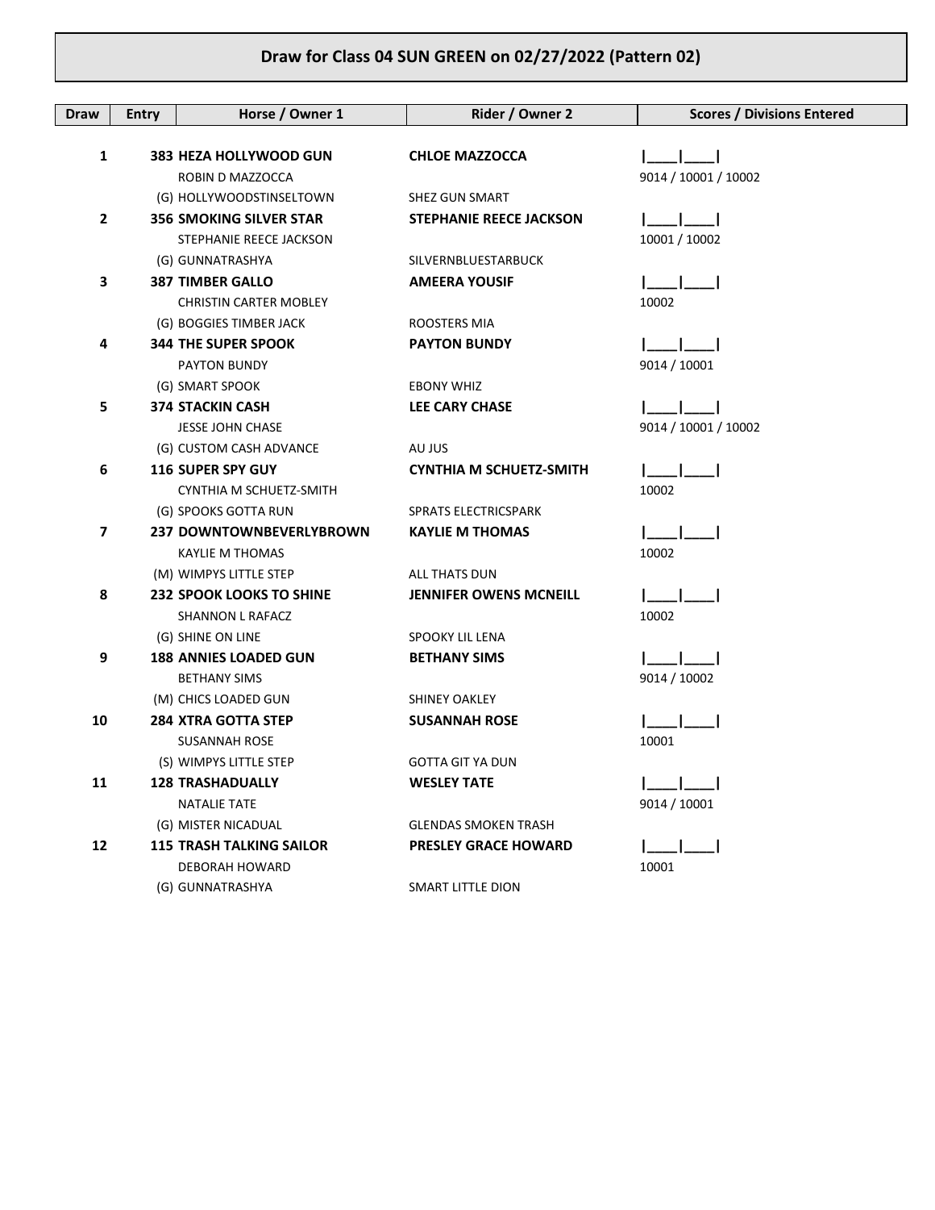# Draw for Class 04 SUN GREEN on 02/27/2022 (Pattern 02)

| Draw | Entry | Horse / Owner 1 | Rider / Owner 2 | Scores / Divisions Entered |
|---|---|---|---|---|
| **1** | **383** | **HEZA HOLLYWOOD GUN** | **CHLOE MAZZOCCA** | \|\_\_\_\_\|\_\_\_\_\| |
| | | ROBIN D MAZZOCCA | | 9014 / 10001 / 10002 |
| | | (G) HOLLYWOODSTINSELTOWN | SHEZ GUN SMART | |
| **2** | **356** | **SMOKING SILVER STAR** | **STEPHANIE REECE JACKSON** | \|\_\_\_\_\|\_\_\_\_\| |
| | | STEPHANIE REECE JACKSON | | 10001 / 10002 |
| | | (G) GUNNATRASHYA | SILVERNBLUESTARBUCK | |
| **3** | **387** | **TIMBER GALLO** | **AMEERA YOUSIF** | \|\_\_\_\_\|\_\_\_\_\| |
| | | CHRISTIN CARTER MOBLEY | | 10002 |
| | | (G) BOGGIES TIMBER JACK | ROOSTERS MIA | |
| **4** | **344** | **THE SUPER SPOOK** | **PAYTON BUNDY** | \|\_\_\_\_\|\_\_\_\_\| |
| | | PAYTON BUNDY | | 9014 / 10001 |
| | | (G) SMART SPOOK | EBONY WHIZ | |
| **5** | **374** | **STACKIN CASH** | **LEE CARY CHASE** | \|\_\_\_\_\|\_\_\_\_\| |
| | | JESSE JOHN CHASE | | 9014 / 10001 / 10002 |
| | | (G) CUSTOM CASH ADVANCE | AU JUS | |
| **6** | **116** | **SUPER SPY GUY** | **CYNTHIA M SCHUETZ-SMITH** | \|\_\_\_\_\|\_\_\_\_\| |
| | | CYNTHIA M SCHUETZ-SMITH | | 10002 |
| | | (G) SPOOKS GOTTA RUN | SPRATS ELECTRICSPARK | |
| **7** | **237** | **DOWNTOWNBEVERLYBROWN** | **KAYLIE M THOMAS** | \|\_\_\_\_\|\_\_\_\_\| |
| | | KAYLIE M THOMAS | | 10002 |
| | | (M) WIMPYS LITTLE STEP | ALL THATS DUN | |
| **8** | **232** | **SPOOK LOOKS TO SHINE** | **JENNIFER OWENS MCNEILL** | \|\_\_\_\_\|\_\_\_\_\| |
| | | SHANNON L RAFACZ | | 10002 |
| | | (G) SHINE ON LINE | SPOOKY LIL LENA | |
| **9** | **188** | **ANNIES LOADED GUN** | **BETHANY SIMS** | \|\_\_\_\_\|\_\_\_\_\| |
| | | BETHANY SIMS | | 9014 / 10002 |
| | | (M) CHICS LOADED GUN | SHINEY OAKLEY | |
| **10** | **284** | **XTRA GOTTA STEP** | **SUSANNAH ROSE** | \|\_\_\_\_\|\_\_\_\_\| |
| | | SUSANNAH ROSE | | 10001 |
| | | (S) WIMPYS LITTLE STEP | GOTTA GIT YA DUN | |
| **11** | **128** | **TRASHADUALLY** | **WESLEY TATE** | \|\_\_\_\_\|\_\_\_\_\| |
| | | NATALIE TATE | | 9014 / 10001 |
| | | (G) MISTER NICADUAL | GLENDAS SMOKEN TRASH | |
| **12** | **115** | **TRASH TALKING SAILOR** | **PRESLEY GRACE HOWARD** | \|\_\_\_\_\|\_\_\_\_\| |
| | | DEBORAH HOWARD | | 10001 |
| | | (G) GUNNATRASHYA | SMART LITTLE DION | |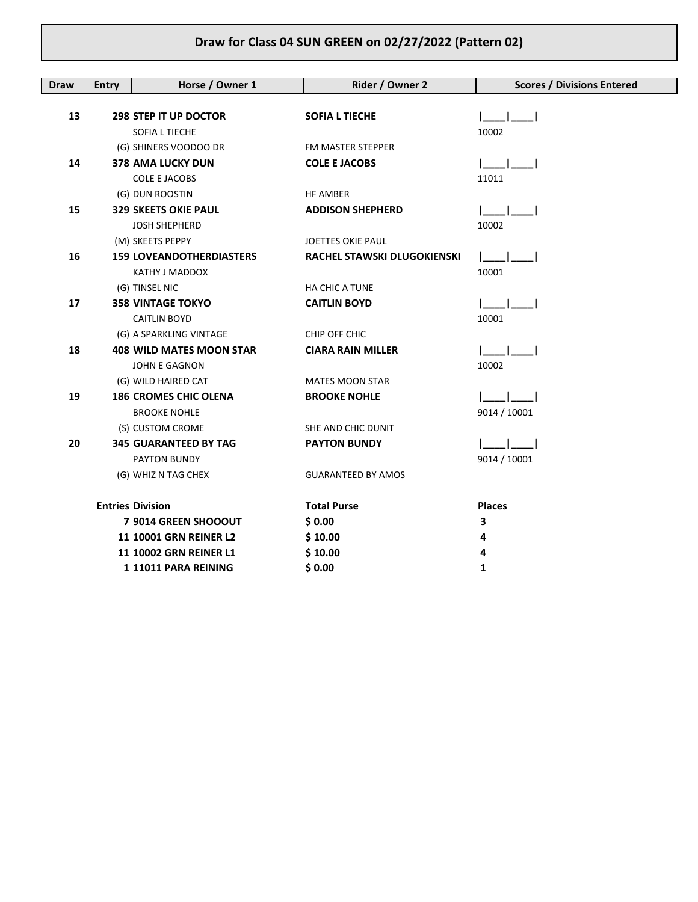# Draw for Class 04 SUN GREEN on 02/27/2022 (Pattern 02)

| Draw | Entry | Horse / Owner 1 | Rider / Owner 2 | Scores / Divisions Entered |
|---|---|---|---|---|
| **13** | **298** | **STEP IT UP DOCTOR** | **SOFIA L TIECHE** | \|\_\_\_\_\|\_\_\_\_\| |
| | | SOFIA L TIECHE | | 10002 |
| | | (G) SHINERS VOODOO DR | FM MASTER STEPPER | |
| **14** | **378** | **AMA LUCKY DUN** | **COLE E JACOBS** | \|\_\_\_\_\|\_\_\_\_\| |
| | | COLE E JACOBS | | 11011 |
| | | (G) DUN ROOSTIN | HF AMBER | |
| **15** | **329** | **SKEETS OKIE PAUL** | **ADDISON SHEPHERD** | \|\_\_\_\_\|\_\_\_\_\| |
| | | JOSH SHEPHERD | | 10002 |
| | | (M) SKEETS PEPPY | JOETTES OKIE PAUL | |
| **16** | **159** | **LOVEANDOTHERDIASTERS** | **RACHEL STAWSKI DLUGOKIENSKI** | \|\_\_\_\_\|\_\_\_\_\| |
| | | KATHY J MADDOX | | 10001 |
| | | (G) TINSEL NIC | HA CHIC A TUNE | |
| **17** | **358** | **VINTAGE TOKYO** | **CAITLIN BOYD** | \|\_\_\_\_\|\_\_\_\_\| |
| | | CAITLIN BOYD | | 10001 |
| | | (G) A SPARKLING VINTAGE | CHIP OFF CHIC | |
| **18** | **408** | **WILD MATES MOON STAR** | **CIARA RAIN MILLER** | \|\_\_\_\_\|\_\_\_\_\| |
| | | JOHN E GAGNON | | 10002 |
| | | (G) WILD HAIRED CAT | MATES MOON STAR | |
| **19** | **186** | **CROMES CHIC OLENA** | **BROOKE NOHLE** | \|\_\_\_\_\|\_\_\_\_\| |
| | | BROOKE NOHLE | | 9014 / 10001 |
| | | (S) CUSTOM CROME | SHE AND CHIC DUNIT | |
| **20** | **345** | **GUARANTEED BY TAG** | **PAYTON BUNDY** | \|\_\_\_\_\|\_\_\_\_\| |
| | | PAYTON BUNDY | | 9014 / 10001 |
| | | (G) WHIZ N TAG CHEX | GUARANTEED BY AMOS | |

| Entries | Division | Total Purse | Places |
|---|---|---|---|
| **7** | **9014 GREEN SHOOOUT** | **$ 0.00** | **3** |
| **11** | **10001 GRN REINER L2** | **$ 10.00** | **4** |
| **11** | **10002 GRN REINER L1** | **$ 10.00** | **4** |
| **1** | **11011 PARA REINING** | **$ 0.00** | **1** |